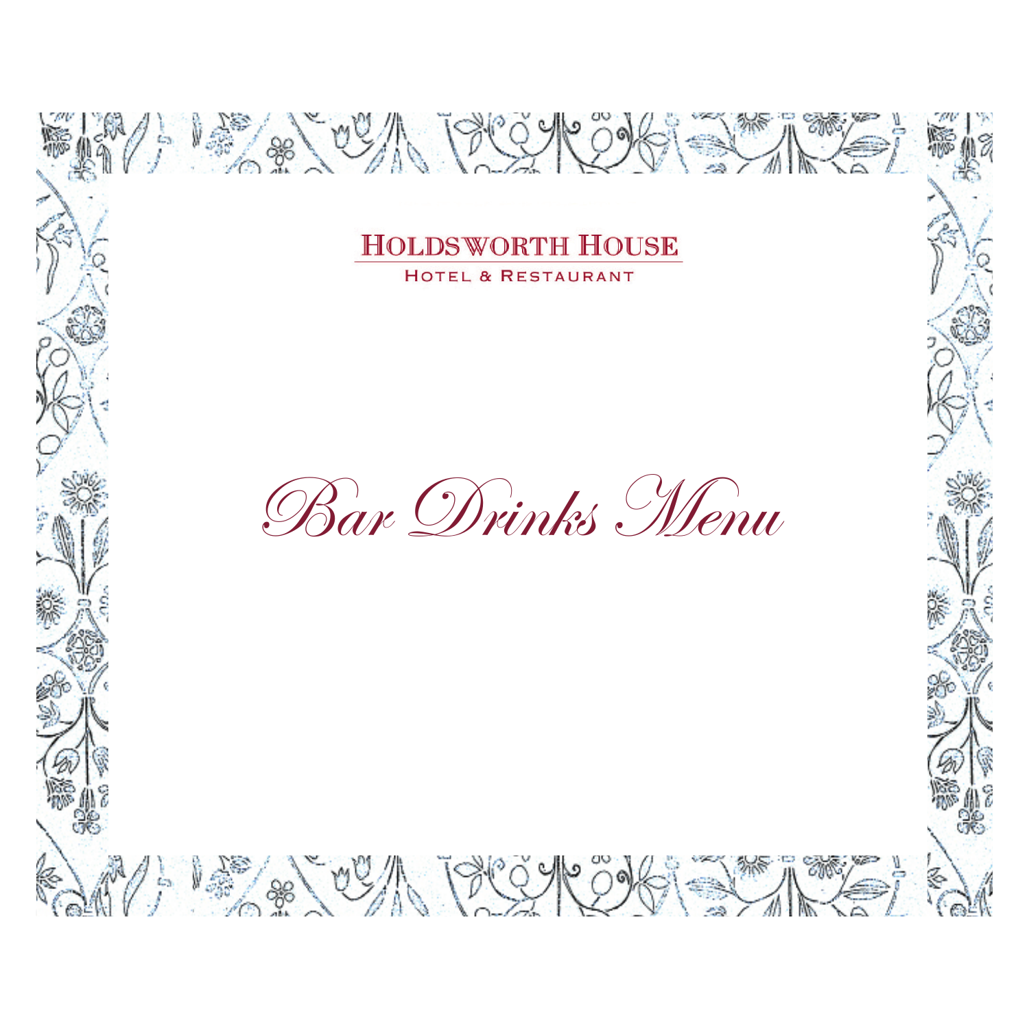# HOLDSWORTH HOUSE

HOTEL & RESTAURANT

# *Bar Drinks Menu*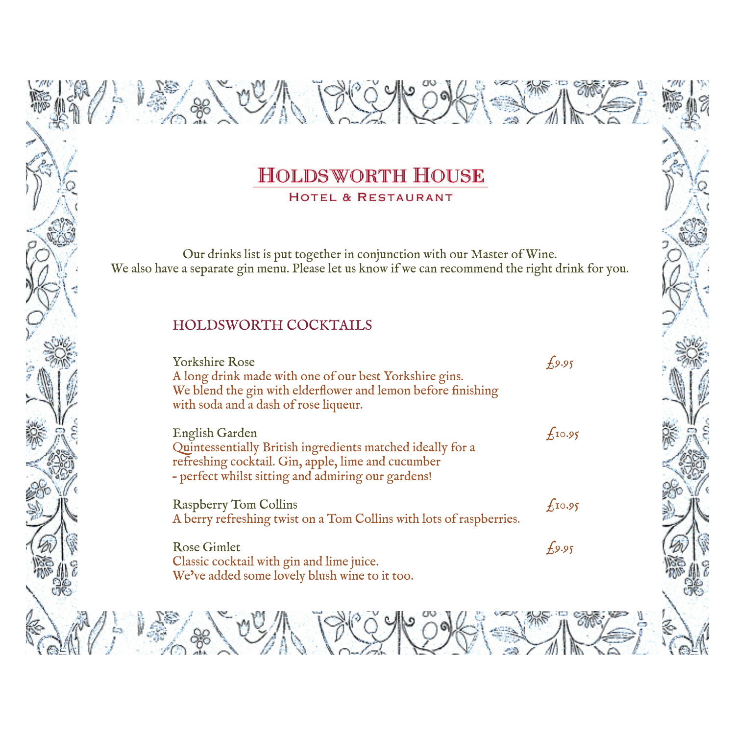# Holdsworth House

Hotel & Restaurant

Our drinks list is put together in conjunction with our Master of Wine.
We also have a separate gin menu. Please let us know if we can recommend the right drink for you.

## HOLDSWORTH COCKTAILS

**Yorkshire Rose** — £9.95
A long drink made with one of our best Yorkshire gins.
We blend the gin with elderflower and lemon before finishing with soda and a dash of rose liqueur.

**English Garden** — £10.95
Quintessentially British ingredients matched ideally for a refreshing cocktail. Gin, apple, lime and cucumber
- perfect whilst sitting and admiring our gardens!

**Raspberry Tom Collins** — £10.95
A berry refreshing twist on a Tom Collins with lots of raspberries.

**Rose Gimlet** — £9.95
Classic cocktail with gin and lime juice.
We've added some lovely blush wine to it too.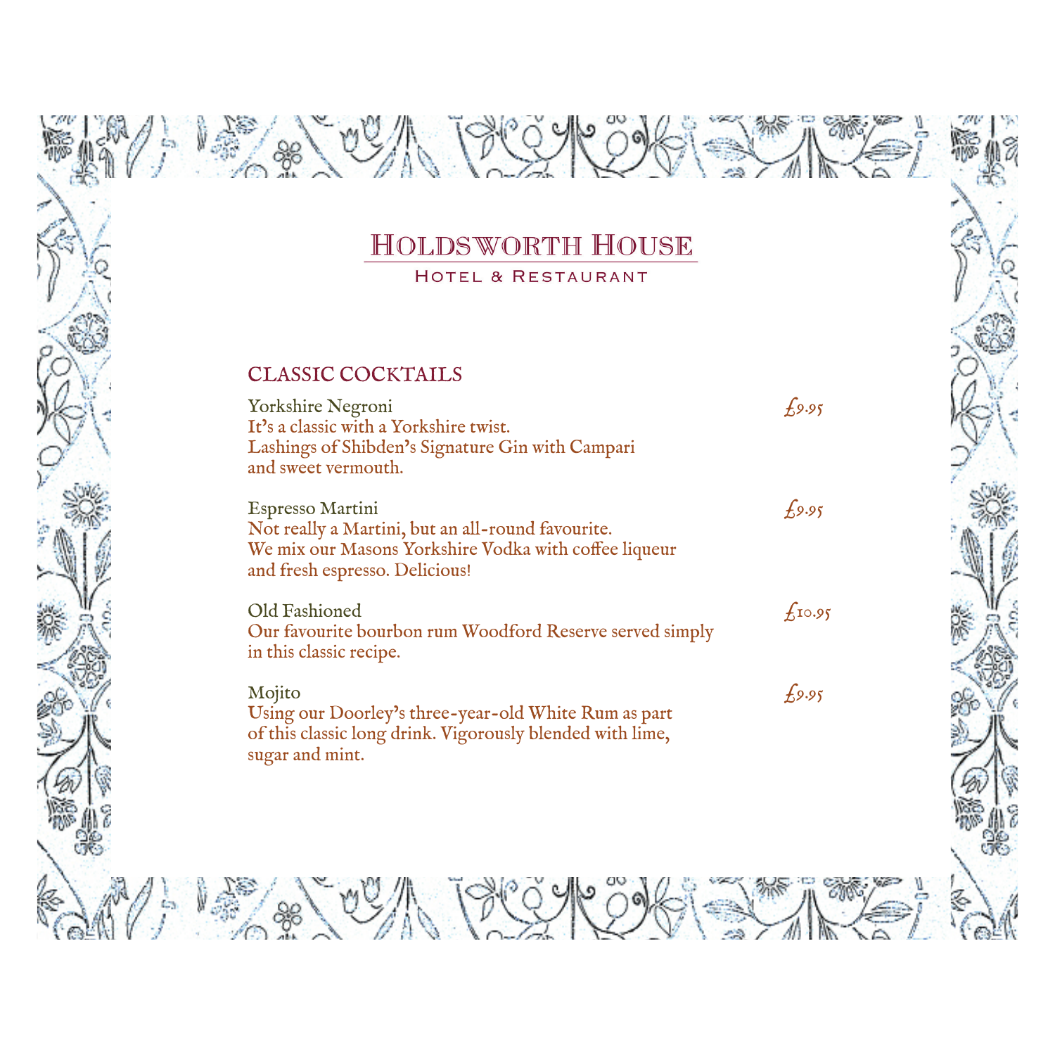# HOLDSWORTH HOUSE

HOTEL & RESTAURANT

## CLASSIC COCKTAILS

**Yorkshire Negroni** — £9.95

It's a classic with a Yorkshire twist.
Lashings of Shibden's Signature Gin with Campari and sweet vermouth.

**Espresso Martini** — £9.95

Not really a Martini, but an all-round favourite.
We mix our Masons Yorkshire Vodka with coffee liqueur and fresh espresso. Delicious!

**Old Fashioned** — £10.95

Our favourite bourbon rum Woodford Reserve served simply in this classic recipe.

**Mojito** — £9.95

Using our Doorley's three-year-old White Rum as part of this classic long drink. Vigorously blended with lime, sugar and mint.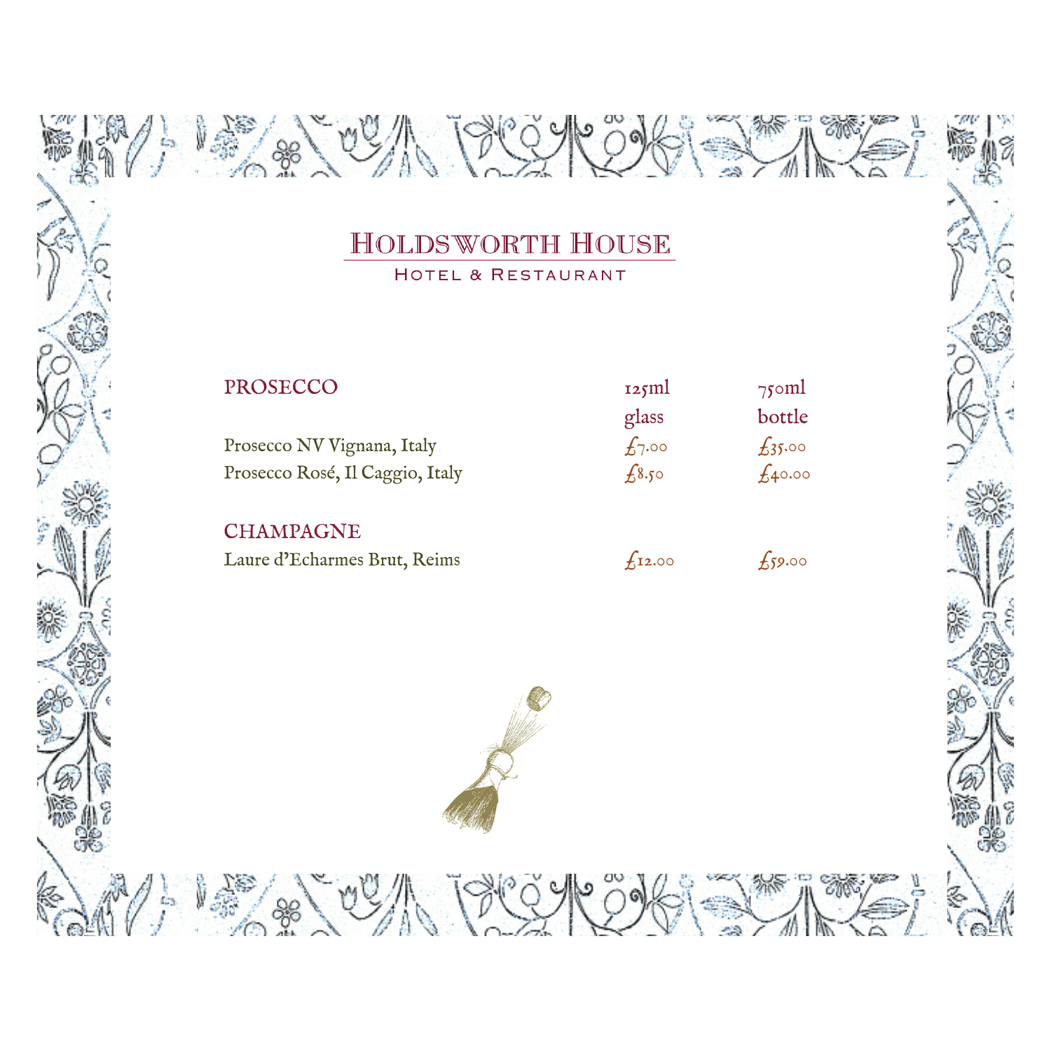# Holdsworth House

Hotel & Restaurant

| PROSECCO | 125ml glass | 750ml bottle |
|---|---|---|
| Prosecco NV Vignana, Italy | £7.00 | £35.00 |
| Prosecco Rosé, Il Caggio, Italy | £8.50 | £40.00 |
| **CHAMPAGNE** | | |
| Laure d'Echarmes Brut, Reims | £12.00 | £59.00 |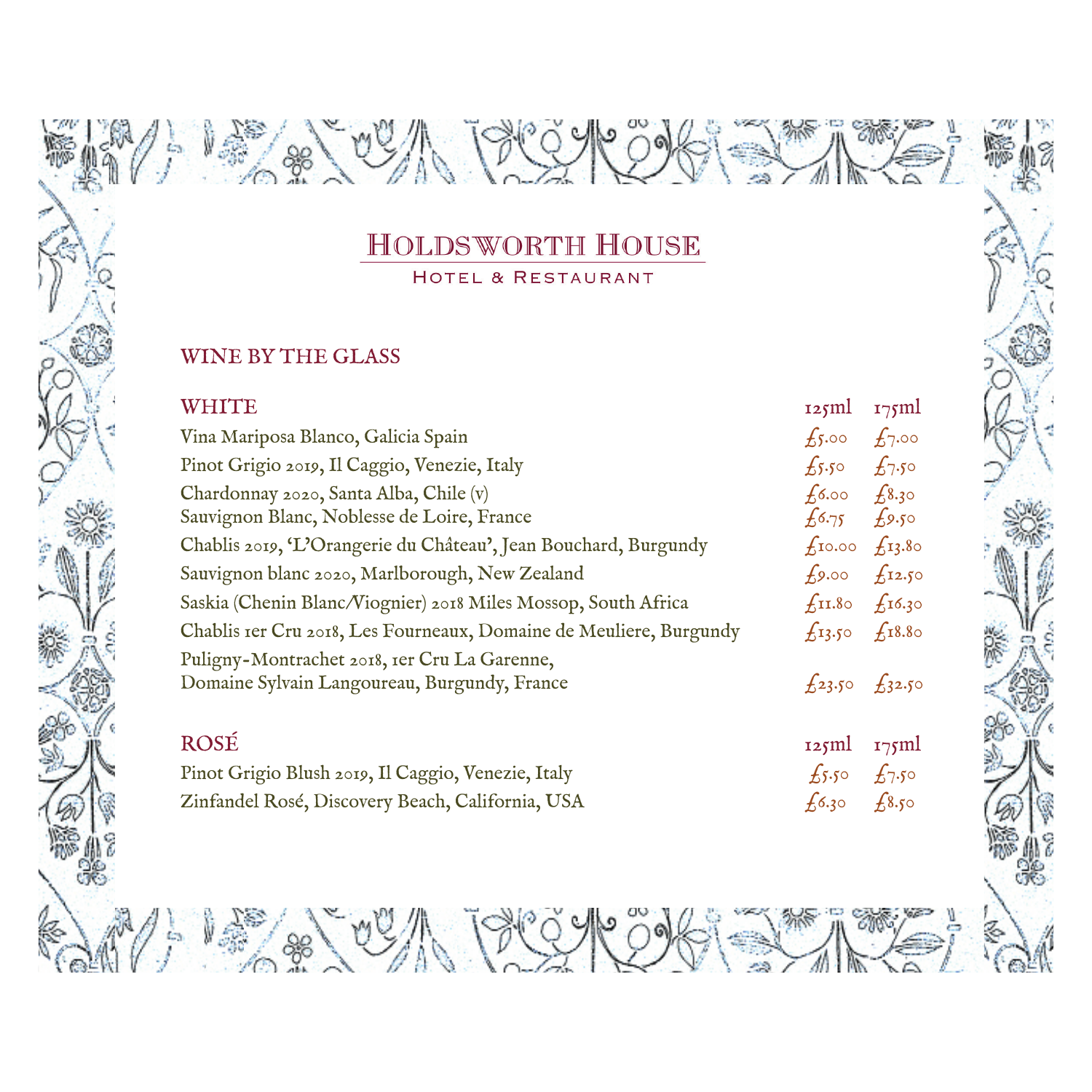# Holdsworth House

Hotel & Restaurant

## WINE BY THE GLASS

| WHITE | 125ml | 175ml |
| --- | --- | --- |
| Vina Mariposa Blanco, Galicia Spain | £5.00 | £7.00 |
| Pinot Grigio 2019, Il Caggio, Venezie, Italy | £5.50 | £7.50 |
| Chardonnay 2020, Santa Alba, Chile (v) | £6.00 | £8.30 |
| Sauvignon Blanc, Noblesse de Loire, France | £6.75 | £9.50 |
| Chablis 2019, 'L'Orangerie du Château', Jean Bouchard, Burgundy | £10.00 | £13.80 |
| Sauvignon blanc 2020, Marlborough, New Zealand | £9.00 | £12.50 |
| Saskia (Chenin Blanc/Viognier) 2018 Miles Mossop, South Africa | £11.80 | £16.30 |
| Chablis 1er Cru 2018, Les Fourneaux, Domaine de Meuliere, Burgundy | £13.50 | £18.80 |
| Puligny-Montrachet 2018, 1er Cru La Garenne, Domaine Sylvain Langoureau, Burgundy, France | £23.50 | £32.50 |

| ROSÉ | 125ml | 175ml |
| --- | --- | --- |
| Pinot Grigio Blush 2019, Il Caggio, Venezie, Italy | £5.50 | £7.50 |
| Zinfandel Rosé, Discovery Beach, California, USA | £6.30 | £8.50 |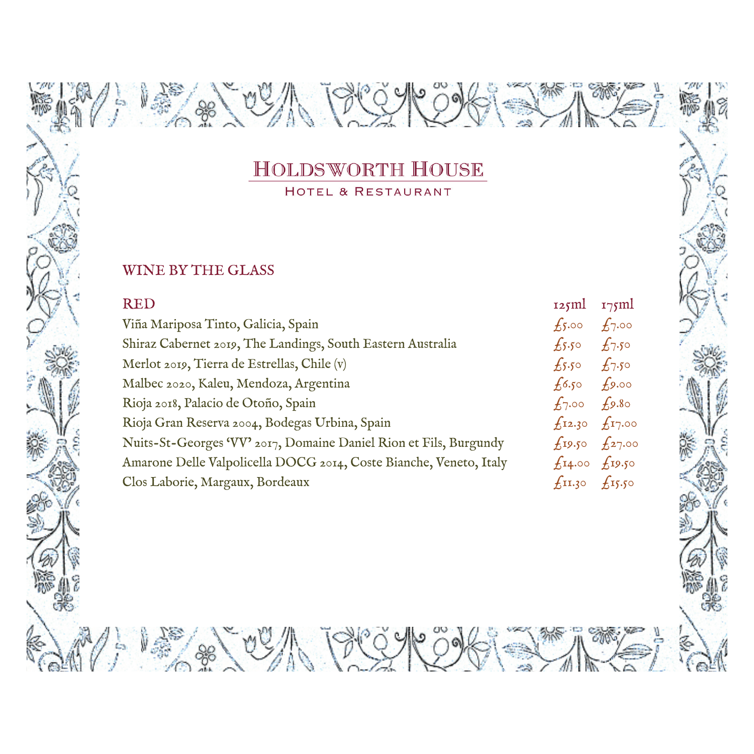# Holdsworth House

Hotel & Restaurant

## WINE BY THE GLASS

| RED | 125ml | 175ml |
|---|---|---|
| Viña Mariposa Tinto, Galicia, Spain | £5.00 | £7.00 |
| Shiraz Cabernet 2019, The Landings, South Eastern Australia | £5.50 | £7.50 |
| Merlot 2019, Tierra de Estrellas, Chile (v) | £5.50 | £7.50 |
| Malbec 2020, Kaleu, Mendoza, Argentina | £6.50 | £9.00 |
| Rioja 2018, Palacio de Otoño, Spain | £7.00 | £9.80 |
| Rioja Gran Reserva 2004, Bodegas Urbina, Spain | £12.30 | £17.00 |
| Nuits-St-Georges 'VV' 2017, Domaine Daniel Rion et Fils, Burgundy | £19.50 | £27.00 |
| Amarone Delle Valpolicella DOCG 2014, Coste Bianche, Veneto, Italy | £14.00 | £19.50 |
| Clos Laborie, Margaux, Bordeaux | £11.30 | £15.50 |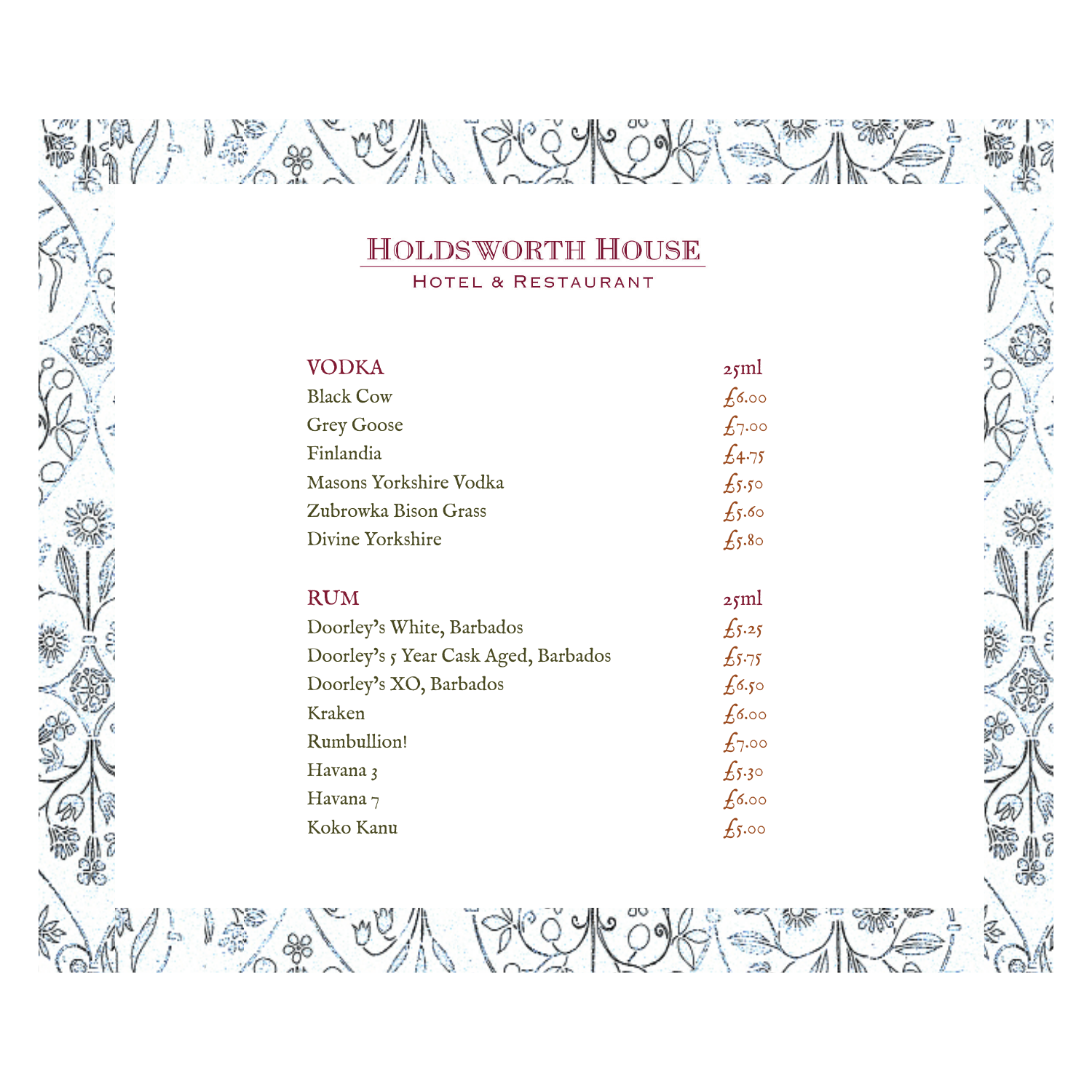# Holdsworth House

Hotel & Restaurant

| VODKA | 25ml |
| --- | --- |
| Black Cow | £6.00 |
| Grey Goose | £7.00 |
| Finlandia | £4.75 |
| Masons Yorkshire Vodka | £5.50 |
| Zubrowka Bison Grass | £5.60 |
| Divine Yorkshire | £5.80 |

| RUM | 25ml |
| --- | --- |
| Doorley's White, Barbados | £5.25 |
| Doorley's 5 Year Cask Aged, Barbados | £5.75 |
| Doorley's XO, Barbados | £6.50 |
| Kraken | £6.00 |
| Rumbullion! | £7.00 |
| Havana 3 | £5.30 |
| Havana 7 | £6.00 |
| Koko Kanu | £5.00 |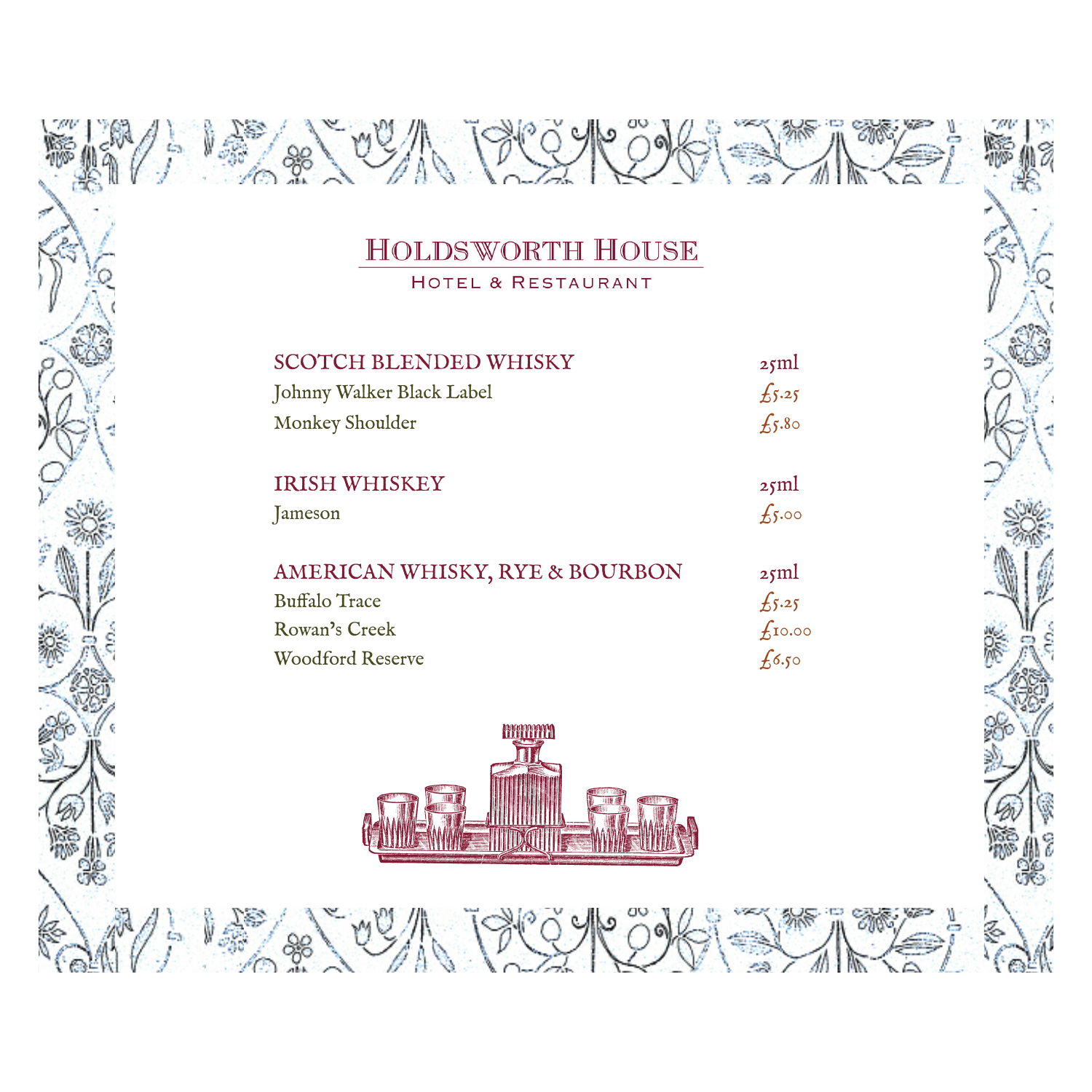# Holdsworth House

Hotel & Restaurant

| SCOTCH BLENDED WHISKY | 25ml |
|---|---|
| Johnny Walker Black Label | £5.25 |
| Monkey Shoulder | £5.80 |

| IRISH WHISKEY | 25ml |
|---|---|
| Jameson | £5.00 |

| AMERICAN WHISKY, RYE & BOURBON | 25ml |
|---|---|
| Buffalo Trace | £5.25 |
| Rowan's Creek | £10.00 |
| Woodford Reserve | £6.50 |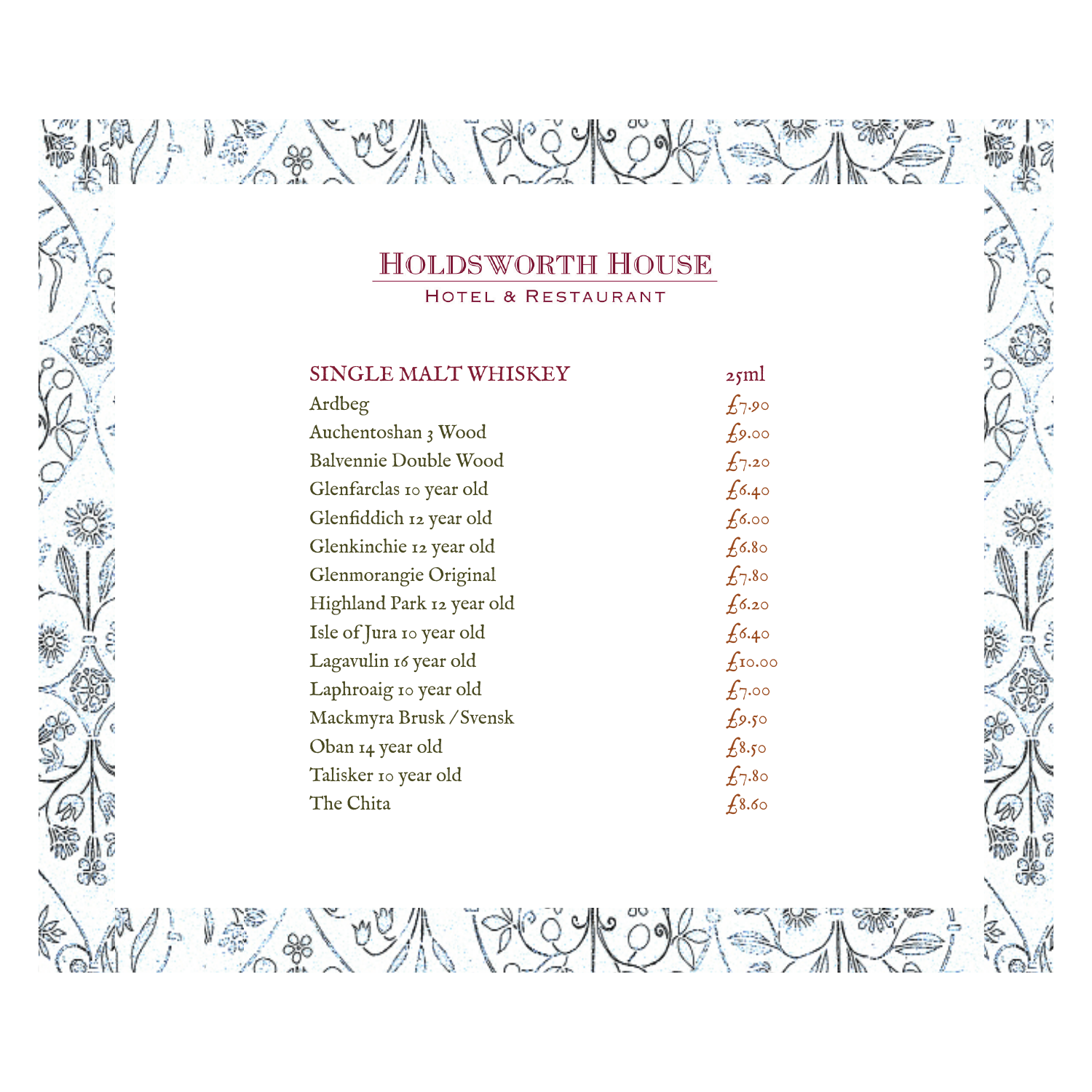# Holdsworth House

Hotel & Restaurant

| SINGLE MALT WHISKEY | 25ml |
|---|---|
| Ardbeg | £7.90 |
| Auchentoshan 3 Wood | £9.00 |
| Balvennie Double Wood | £7.20 |
| Glenfarclas 10 year old | £6.40 |
| Glenfiddich 12 year old | £6.00 |
| Glenkinchie 12 year old | £6.80 |
| Glenmorangie Original | £7.80 |
| Highland Park 12 year old | £6.20 |
| Isle of Jura 10 year old | £6.40 |
| Lagavulin 16 year old | £10.00 |
| Laphroaig 10 year old | £7.00 |
| Mackmyra Brusk / Svensk | £9.50 |
| Oban 14 year old | £8.50 |
| Talisker 10 year old | £7.80 |
| The Chita | £8.60 |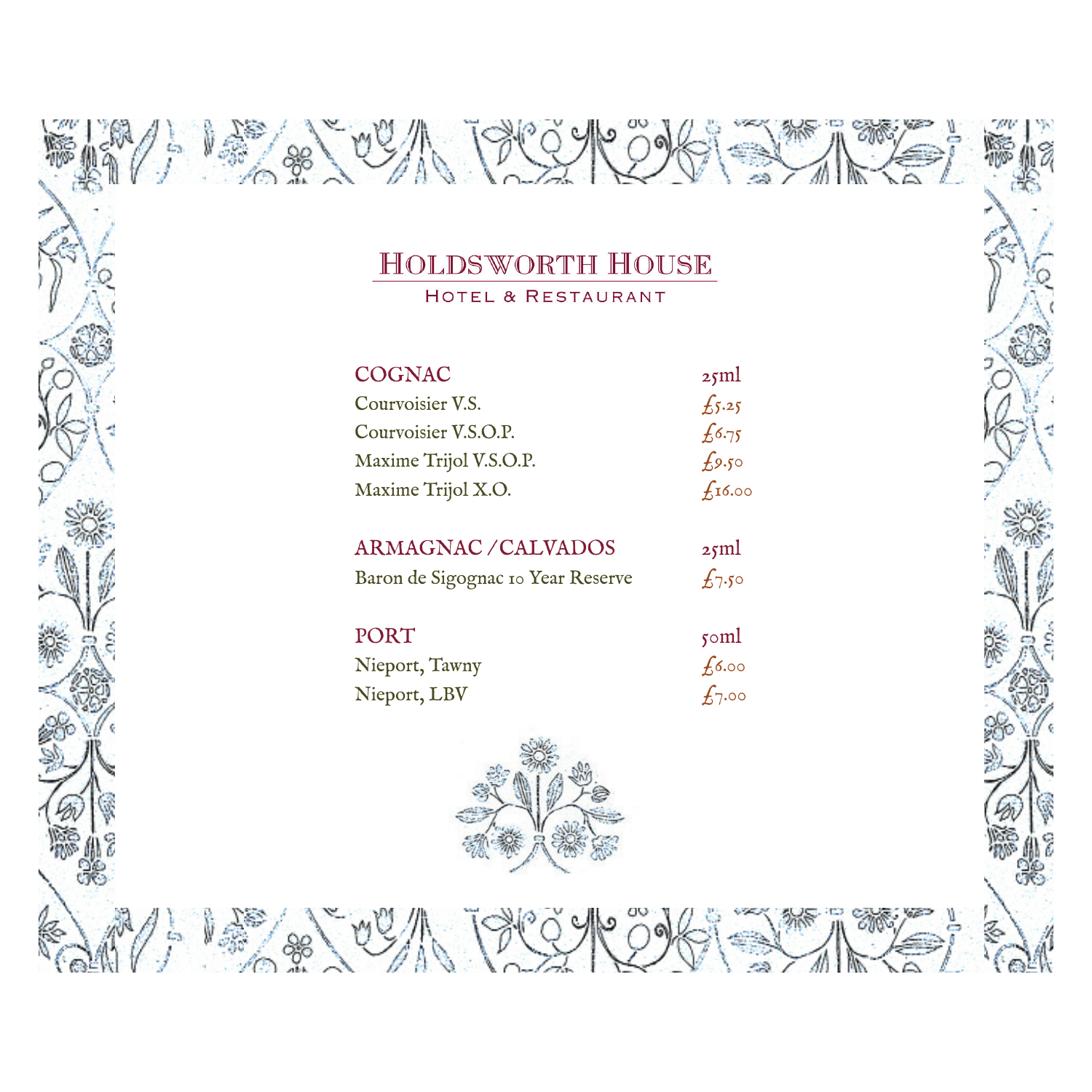# Holdsworth House

Hotel & Restaurant

| COGNAC | 25ml |
|---|---|
| Courvoisier V.S. | £5.25 |
| Courvoisier V.S.O.P. | £6.75 |
| Maxime Trijol V.S.O.P. | £9.50 |
| Maxime Trijol X.O. | £16.00 |

| ARMAGNAC / CALVADOS | 25ml |
|---|---|
| Baron de Sigognac 10 Year Reserve | £7.50 |

| PORT | 50ml |
|---|---|
| Nieport, Tawny | £6.00 |
| Nieport, LBV | £7.00 |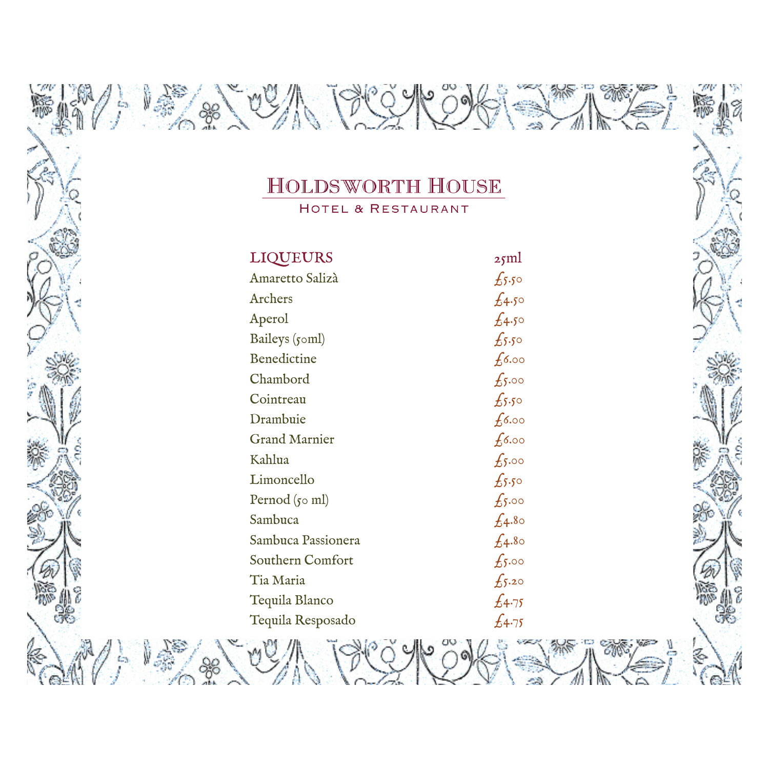# HOLDSWORTH HOUSE

HOTEL & RESTAURANT

| LIQUEURS | 25ml |
|---|---|
| Amaretto Salizà | £5.50 |
| Archers | £4.50 |
| Aperol | £4.50 |
| Baileys (50ml) | £5.50 |
| Benedictine | £6.00 |
| Chambord | £5.00 |
| Cointreau | £5.50 |
| Drambuie | £6.00 |
| Grand Marnier | £6.00 |
| Kahlua | £5.00 |
| Limoncello | £5.50 |
| Pernod (50 ml) | £5.00 |
| Sambuca | £4.80 |
| Sambuca Passionera | £4.80 |
| Southern Comfort | £5.00 |
| Tia Maria | £5.20 |
| Tequila Blanco | £4.75 |
| Tequila Resposado | £4.75 |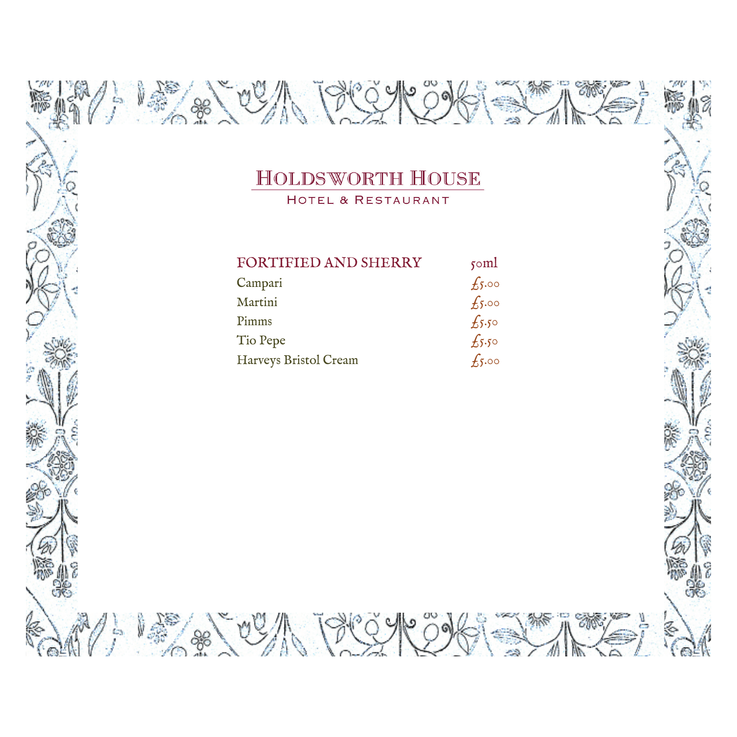# HOLDSWORTH HOUSE

HOTEL & RESTAURANT

| FORTIFIED AND SHERRY | 50ml |
|---|---|
| Campari | £5.00 |
| Martini | £5.00 |
| Pimms | £5.50 |
| Tio Pepe | £5.50 |
| Harveys Bristol Cream | £5.00 |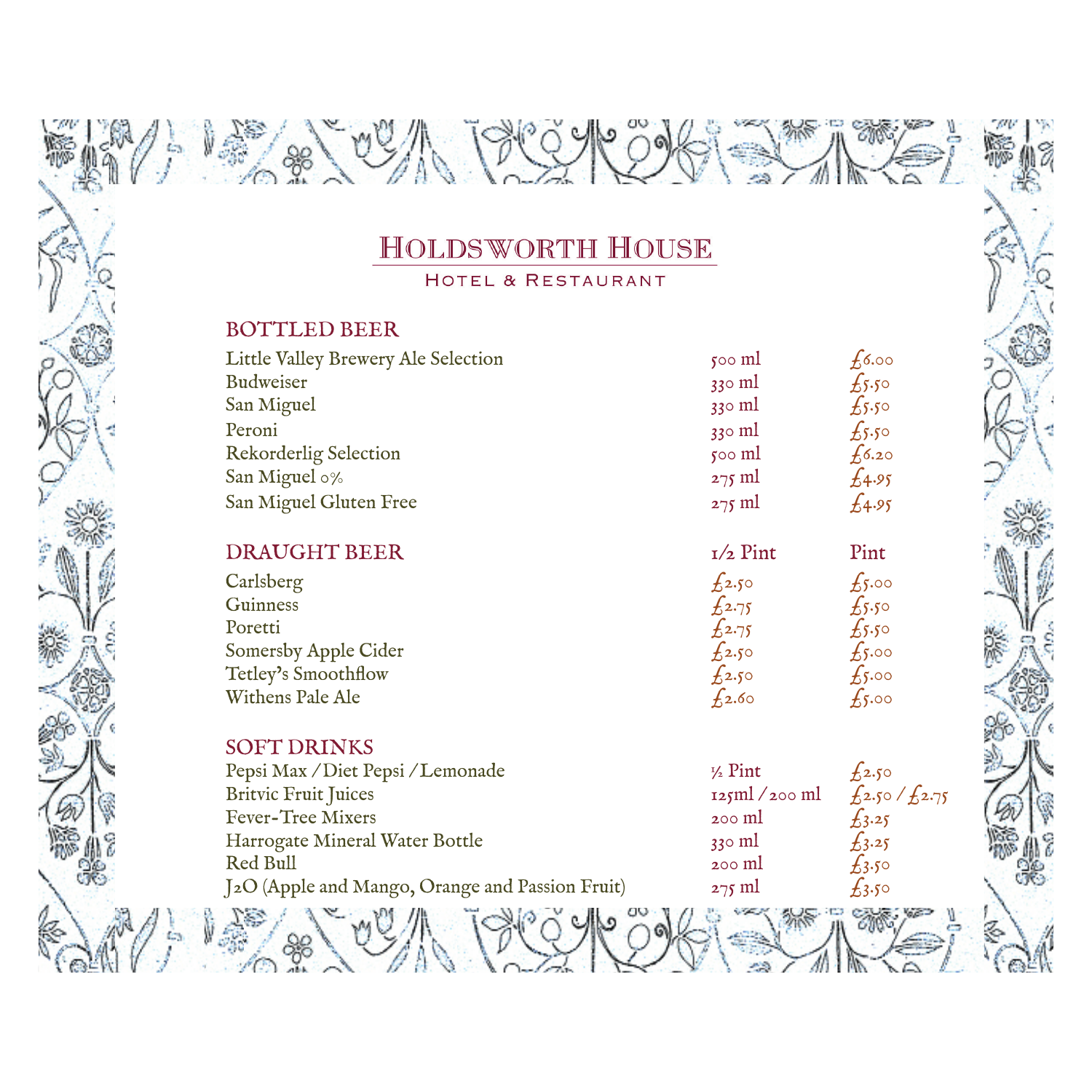# Holdsworth House

Hotel & Restaurant

## BOTTLED BEER

| | | |
|---|---|---|
| Little Valley Brewery Ale Selection | 500 ml | £6.00 |
| Budweiser | 330 ml | £5.50 |
| San Miguel | 330 ml | £5.50 |
| Peroni | 330 ml | £5.50 |
| Rekorderlig Selection | 500 ml | £6.20 |
| San Miguel 0% | 275 ml | £4.95 |
| San Miguel Gluten Free | 275 ml | £4.95 |

## DRAUGHT BEER

| | 1/2 Pint | Pint |
|---|---|---|
| Carlsberg | £2.50 | £5.00 |
| Guinness | £2.75 | £5.50 |
| Poretti | £2.75 | £5.50 |
| Somersby Apple Cider | £2.50 | £5.00 |
| Tetley's Smoothflow | £2.50 | £5.00 |
| Withens Pale Ale | £2.60 | £5.00 |

## SOFT DRINKS

| | | |
|---|---|---|
| Pepsi Max / Diet Pepsi / Lemonade | ½ Pint | £2.50 |
| Britvic Fruit Juices | 125ml / 200 ml | £2.50 / £2.75 |
| Fever-Tree Mixers | 200 ml | £3.25 |
| Harrogate Mineral Water Bottle | 330 ml | £3.25 |
| Red Bull | 200 ml | £3.50 |
| J2O (Apple and Mango, Orange and Passion Fruit) | 275 ml | £3.50 |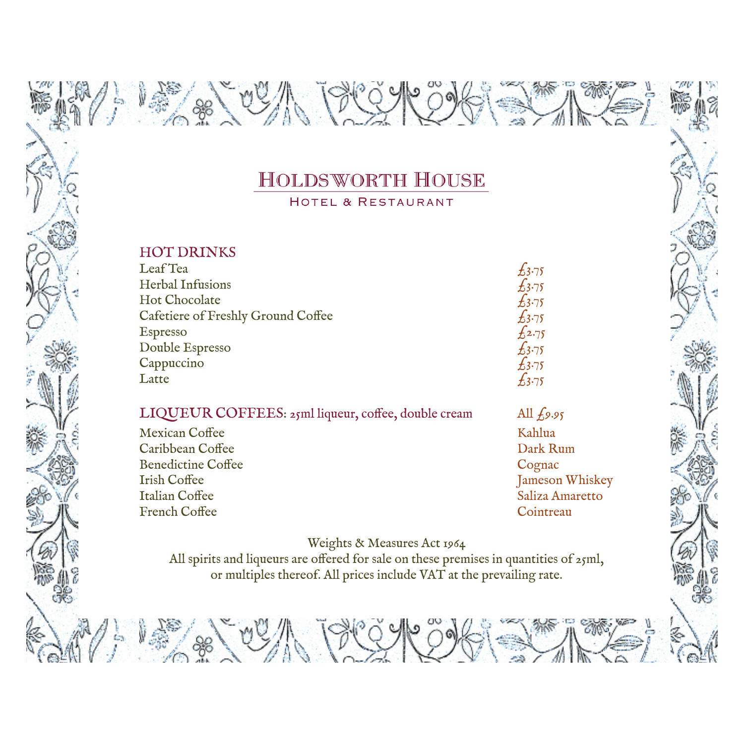# Holdsworth House

Hotel & Restaurant

## HOT DRINKS

| | |
|---|---|
| Leaf Tea | £3.75 |
| Herbal Infusions | £3.75 |
| Hot Chocolate | £3.75 |
| Cafetiere of Freshly Ground Coffee | £3.75 |
| Espresso | £2.75 |
| Double Espresso | £3.75 |
| Cappuccino | £3.75 |
| Latte | £3.75 |

## LIQUEUR COFFEES: 25ml liqueur, coffee, double cream

All £9.95

| | |
|---|---|
| Mexican Coffee | Kahlua |
| Caribbean Coffee | Dark Rum |
| Benedictine Coffee | Cognac |
| Irish Coffee | Jameson Whiskey |
| Italian Coffee | Saliza Amaretto |
| French Coffee | Cointreau |

Weights & Measures Act 1964
All spirits and liqueurs are offered for sale on these premises in quantities of 25ml, or multiples thereof. All prices include VAT at the prevailing rate.